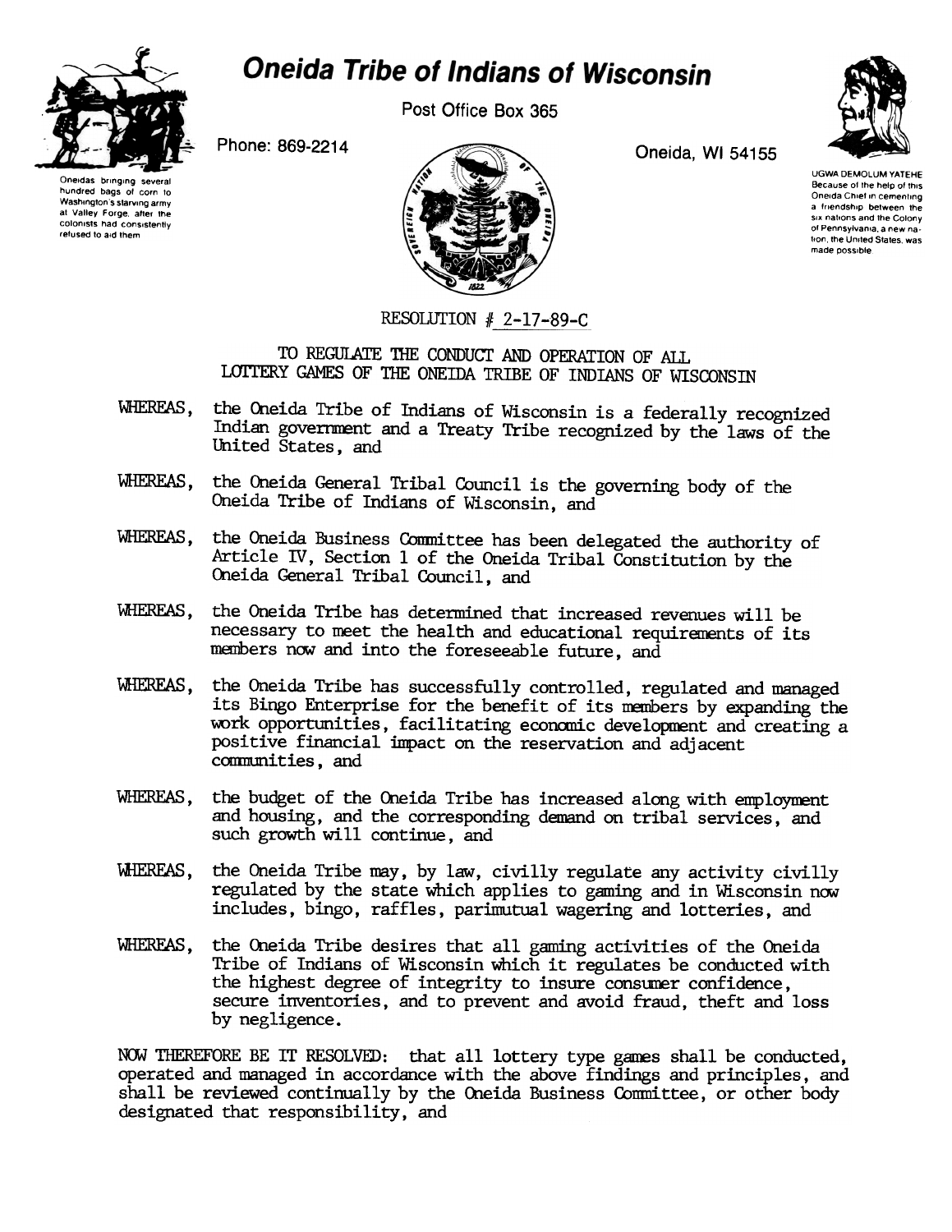# Oneida Tribe of Indians of Wisconsin

Post Office Box 365

Phone: 869-2214

Oneida, WI 54155

Oneidas bringing several hundred bags of corn to Washington's starving army at Valley Forge, after the colonists had consistently refused to aid them

UGWA DEMOLUM YATEHE Because of the help of this Oneida Chief in cementing a friendship between the six nations and the Colony of Pennsylvania, a new nation, the United States, was made possible

RESOLUTION # 2-17-89-C

TO REGULATE THE CONDUCT AND OPERATION OF ALL LOTTERY GAMES OF THE ONEIDA TRIBE OF INDIANS OF WISCONSIN

WHEREAS, the Oneida Tribe of Indians of Wisconsin is a federally recognized Indian government and a Treaty Tribe recognized by the laws of the United States, and

WHEREAS, the Oneida General Tribal Council is the governing body of the Oneida Tribe of Indians of Wisconsin, and

WHEREAS, the Oneida Business Committee has been delegated the authority of Article IV, Section 1 of the Oneida Tribal Constitution by the Oneida General Tribal Council, and

WHEREAS, the Oneida Tribe has determined that increased revenues will be necessary to meet the health and educational requirements of its members now and into the foreseeable future, and

WHEREAS, the Oneida Tribe has successfully controlled, regulated and managed its Bingo Enterprise for the benefit of its members by expanding the work opportunities, facilitating economic development and creating a positive financial impact on the reservation and adjacent communities, and

WHEREAS, the budget of the Oneida Tribe has increased along with employment and housing, and the corresponding demand on tribal services, and such growth will continue, and

WHEREAS, the Oneida Tribe may, by law, civilly regulate any activity civilly regulated by the state which applies to gaming and in Wisconsin now includes, bingo, raffles, parimutual wagering and lotteries, and

WHEREAS, the Oneida Tribe desires that all gaming activities of the Oneida Tribe of Indians of Wisconsin which it regulates be conducted with the highest degree of integrity to insure consumer confidence, secure inventories, and to prevent and avoid fraud, theft and loss by negligence.

NOW THEREFORE BE IT RESOLVED: that all lottery type games shall be conducted, operated and managed in accordance with the above findings and principles, and shall be reviewed continually by the Oneida Business Committee, or other body designated that responsibility, and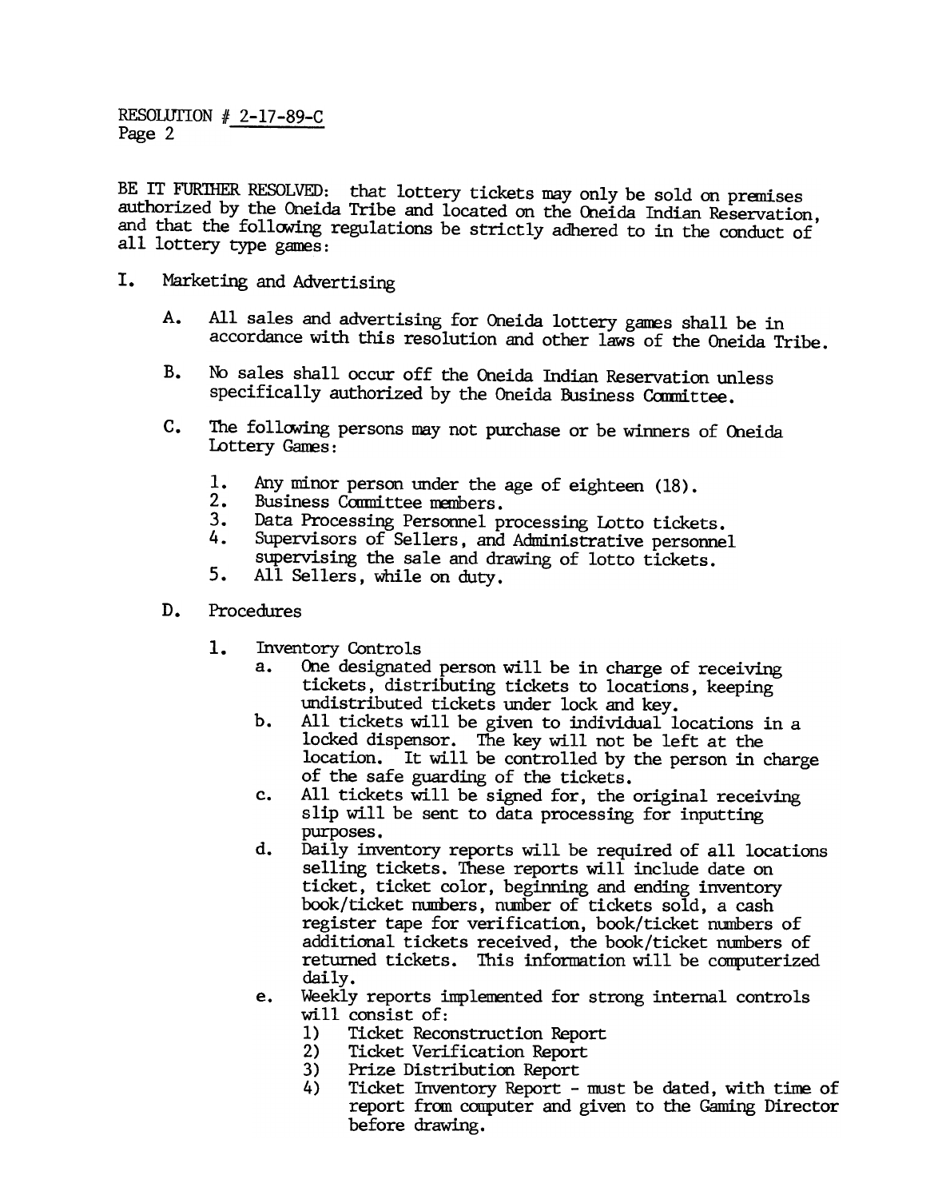RESOLUTION # 2-17-89-C
Page 2

BE IT FURTHER RESOLVED: that lottery tickets may only be sold on premises authorized by the Oneida Tribe and located on the Oneida Indian Reservation, and that the following regulations be strictly adhered to in the conduct of all lottery type games:

I. Marketing and Advertising

   A. All sales and advertising for Oneida lottery games shall be in accordance with this resolution and other laws of the Oneida Tribe.

   B. No sales shall occur off the Oneida Indian Reservation unless specifically authorized by the Oneida Business Committee.

   C. The following persons may not purchase or be winners of Oneida Lottery Games:

      1. Any minor person under the age of eighteen (18).
      2. Business Committee members.
      3. Data Processing Personnel processing Lotto tickets.
      4. Supervisors of Sellers, and Administrative personnel supervising the sale and drawing of lotto tickets.
      5. All Sellers, while on duty.

   D. Procedures

      1. Inventory Controls
         a. One designated person will be in charge of receiving tickets, distributing tickets to locations, keeping undistributed tickets under lock and key.
         b. All tickets will be given to individual locations in a locked dispensor. The key will not be left at the location. It will be controlled by the person in charge of the safe guarding of the tickets.
         c. All tickets will be signed for, the original receiving slip will be sent to data processing for inputting purposes.
         d. Daily inventory reports will be required of all locations selling tickets. These reports will include date on ticket, ticket color, beginning and ending inventory book/ticket numbers, number of tickets sold, a cash register tape for verification, book/ticket numbers of additional tickets received, the book/ticket numbers of returned tickets. This information will be computerized daily.
         e. Weekly reports implemented for strong internal controls will consist of:
            1) Ticket Reconstruction Report
            2) Ticket Verification Report
            3) Prize Distribution Report
            4) Ticket Inventory Report - must be dated, with time of report from computer and given to the Gaming Director before drawing.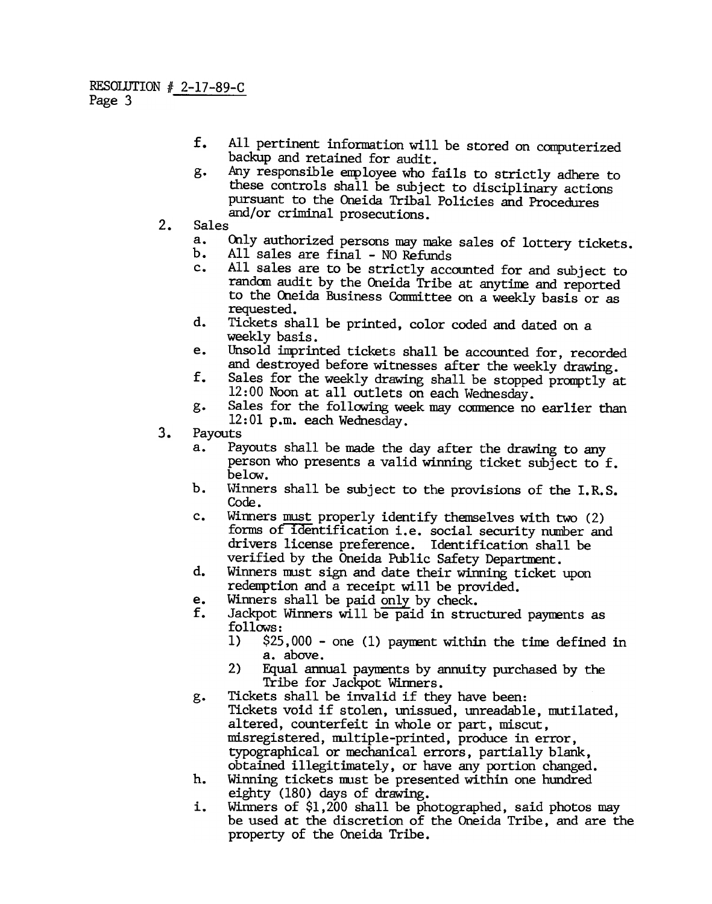RESOLUTION # 2-17-89-C

f. All pertinent information will be stored on computerized backup and retained for audit.

g. Any responsible employee who fails to strictly adhere to these controls shall be subject to disciplinary actions pursuant to the Oneida Tribal Policies and Procedures and/or criminal prosecutions.

2. Sales
   a. Only authorized persons may make sales of lottery tickets.
   b. All sales are final - NO Refunds
   c. All sales are to be strictly accounted for and subject to random audit by the Oneida Tribe at anytime and reported to the Oneida Business Committee on a weekly basis or as requested.
   d. Tickets shall be printed, color coded and dated on a weekly basis.
   e. Unsold imprinted tickets shall be accounted for, recorded and destroyed before witnesses after the weekly drawing.
   f. Sales for the weekly drawing shall be stopped promptly at 12:00 Noon at all outlets on each Wednesday.
   g. Sales for the following week may commence no earlier than 12:01 p.m. each Wednesday.

3. Payouts
   a. Payouts shall be made the day after the drawing to any person who presents a valid winning ticket subject to f. below.
   b. Winners shall be subject to the provisions of the I.R.S. Code.
   c. Winners must properly identify themselves with two (2) forms of identification i.e. social security number and drivers license preference. Identification shall be verified by the Oneida Public Safety Department.
   d. Winners must sign and date their winning ticket upon redemption and a receipt will be provided.
   e. Winners shall be paid only by check.
   f. Jackpot Winners will be paid in structured payments as follows:
      1) $25,000 - one (1) payment within the time defined in a. above.
      2) Equal annual payments by annuity purchased by the Tribe for Jackpot Winners.
   g. Tickets shall be invalid if they have been: Tickets void if stolen, unissued, unreadable, mutilated, altered, counterfeit in whole or part, miscut, misregistered, multiple-printed, produce in error, typographical or mechanical errors, partially blank, obtained illegitimately, or have any portion changed.
   h. Winning tickets must be presented within one hundred eighty (180) days of drawing.
   i. Winners of $1,200 shall be photographed, said photos may be used at the discretion of the Oneida Tribe, and are the property of the Oneida Tribe.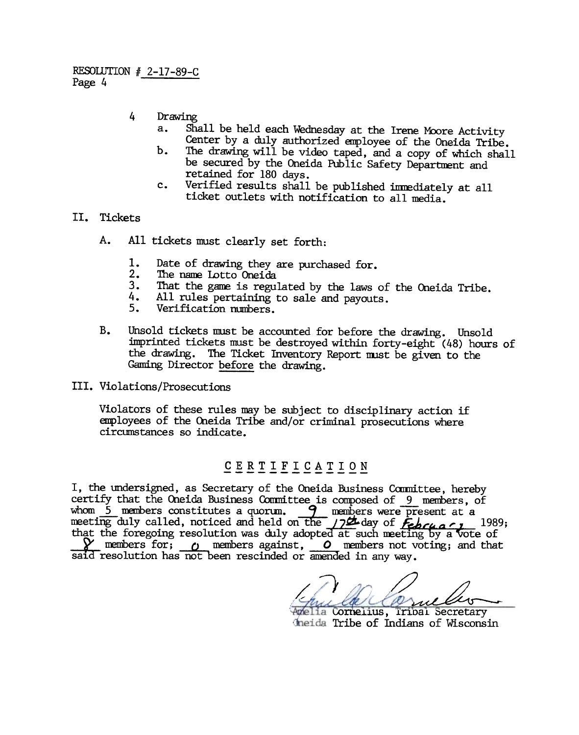RESOLUTION # 2-17-89-C
Page 4

4 Drawing
   a. Shall be held each Wednesday at the Irene Moore Activity Center by a duly authorized employee of the Oneida Tribe.
   b. The drawing will be video taped, and a copy of which shall be secured by the Oneida Public Safety Department and retained for 180 days.
   c. Verified results shall be published immediately at all ticket outlets with notification to all media.

II. Tickets

A. All tickets must clearly set forth:

1. Date of drawing they are purchased for.
2. The name Lotto Oneida
3. That the game is regulated by the laws of the Oneida Tribe.
4. All rules pertaining to sale and payouts.
5. Verification numbers.

B. Unsold tickets must be accounted for before the drawing. Unsold imprinted tickets must be destroyed within forty-eight (48) hours of the drawing. The Ticket Inventory Report must be given to the Gaming Director before the drawing.

III. Violations/Prosecutions

Violators of these rules may be subject to disciplinary action if employees of the Oneida Tribe and/or criminal prosecutions where circumstances so indicate.

## CERTIFICATION

I, the undersigned, as Secretary of the Oneida Business Committee, hereby certify that the Oneida Business Committee is composed of 9 members, of whom 5 members constitutes a quorum. 9 members were present at a meeting duly called, noticed and held on the 17th day of February 1989; that the foregoing resolution was duly adopted at such meeting by a vote of 8 members for; 0 members against, 0 members not voting; and that said resolution has not been rescinded or amended in any way.

Amelia Cornelius, Tribal Secretary
Oneida Tribe of Indians of Wisconsin